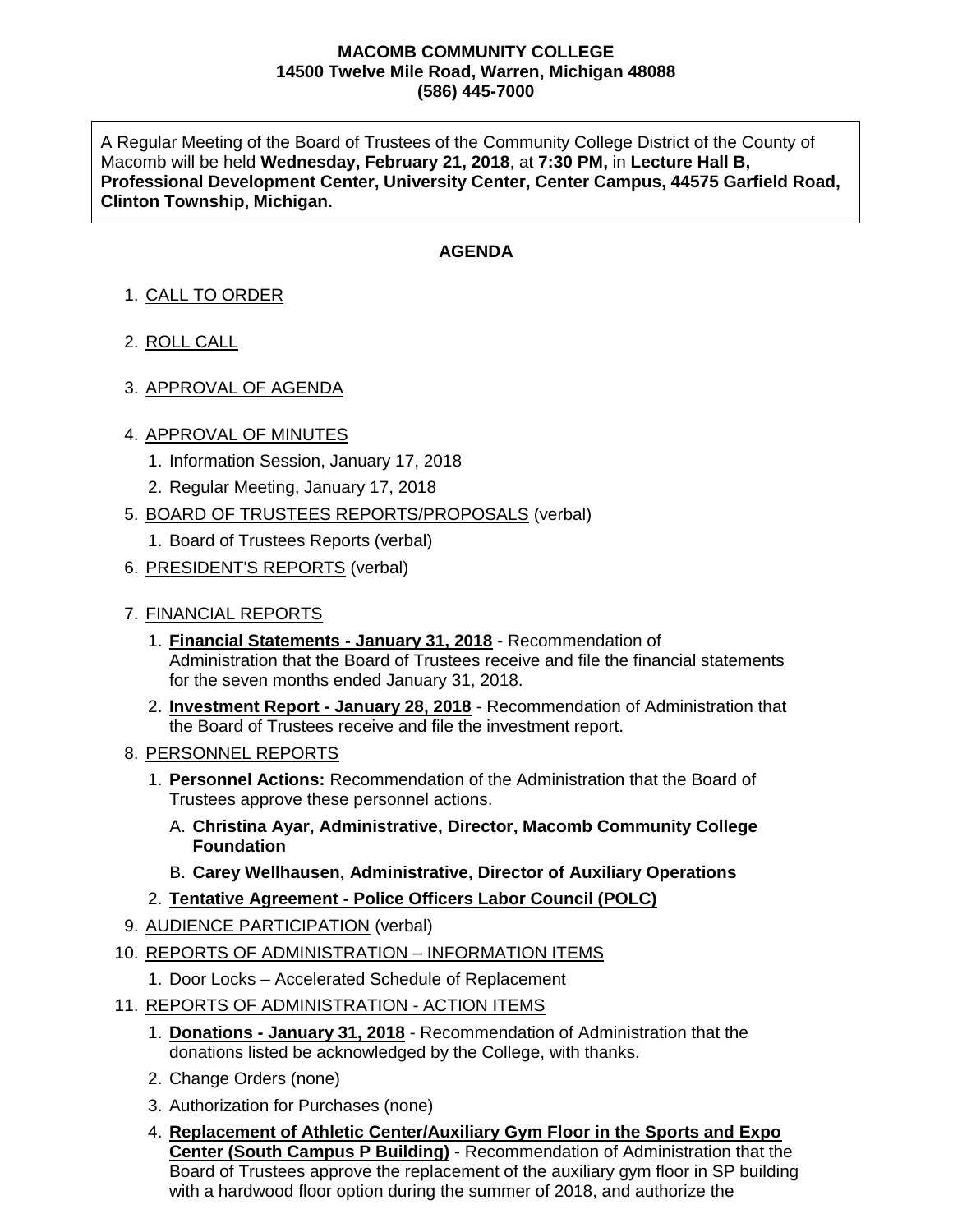**MACOMB COMMUNITY COLLEGE**
**14500 Twelve Mile Road, Warren, Michigan 48088**
**(586) 445-7000**

A Regular Meeting of the Board of Trustees of the Community College District of the County of Macomb will be held **Wednesday, February 21, 2018**, at **7:30 PM,** in **Lecture Hall B, Professional Development Center, University Center, Center Campus, 44575 Garfield Road, Clinton Township, Michigan.**

## AGENDA

1. CALL TO ORDER
2. ROLL CALL
3. APPROVAL OF AGENDA
4. APPROVAL OF MINUTES
    1. Information Session, January 17, 2018
    2. Regular Meeting, January 17, 2018
5. BOARD OF TRUSTEES REPORTS/PROPOSALS (verbal)
    1. Board of Trustees Reports (verbal)
6. PRESIDENT'S REPORTS (verbal)
7. FINANCIAL REPORTS
    1. **Financial Statements - January 31, 2018** - Recommendation of Administration that the Board of Trustees receive and file the financial statements for the seven months ended January 31, 2018.
    2. **Investment Report - January 28, 2018** - Recommendation of Administration that the Board of Trustees receive and file the investment report.
8. PERSONNEL REPORTS
    1. **Personnel Actions:** Recommendation of the Administration that the Board of Trustees approve these personnel actions.
        - A. **Christina Ayar, Administrative, Director, Macomb Community College Foundation**
        - B. **Carey Wellhausen, Administrative, Director of Auxiliary Operations**
    2. **Tentative Agreement - Police Officers Labor Council (POLC)**
9. AUDIENCE PARTICIPATION (verbal)
10. REPORTS OF ADMINISTRATION – INFORMATION ITEMS
    1. Door Locks – Accelerated Schedule of Replacement
11. REPORTS OF ADMINISTRATION - ACTION ITEMS
    1. **Donations - January 31, 2018** - Recommendation of Administration that the donations listed be acknowledged by the College, with thanks.
    2. Change Orders (none)
    3. Authorization for Purchases (none)
    4. **Replacement of Athletic Center/Auxiliary Gym Floor in the Sports and Expo Center (South Campus P Building)** - Recommendation of Administration that the Board of Trustees approve the replacement of the auxiliary gym floor in SP building with a hardwood floor option during the summer of 2018, and authorize the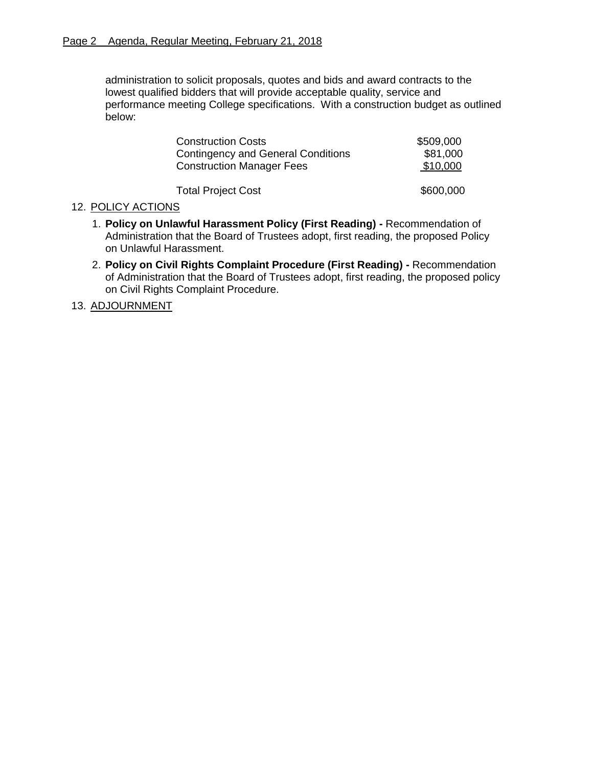administration to solicit proposals, quotes and bids and award contracts to the lowest qualified bidders that will provide acceptable quality, service and performance meeting College specifications. With a construction budget as outlined below:

| | |
|---|---|
| Construction Costs | \$509,000 |
| Contingency and General Conditions | \$81,000 |
| Construction Manager Fees | \$10,000 |
| Total Project Cost | \$600,000 |

12. POLICY ACTIONS

    1. **Policy on Unlawful Harassment Policy (First Reading) -** Recommendation of Administration that the Board of Trustees adopt, first reading, the proposed Policy on Unlawful Harassment.

    2. **Policy on Civil Rights Complaint Procedure (First Reading) -** Recommendation of Administration that the Board of Trustees adopt, first reading, the proposed policy on Civil Rights Complaint Procedure.

13. ADJOURNMENT